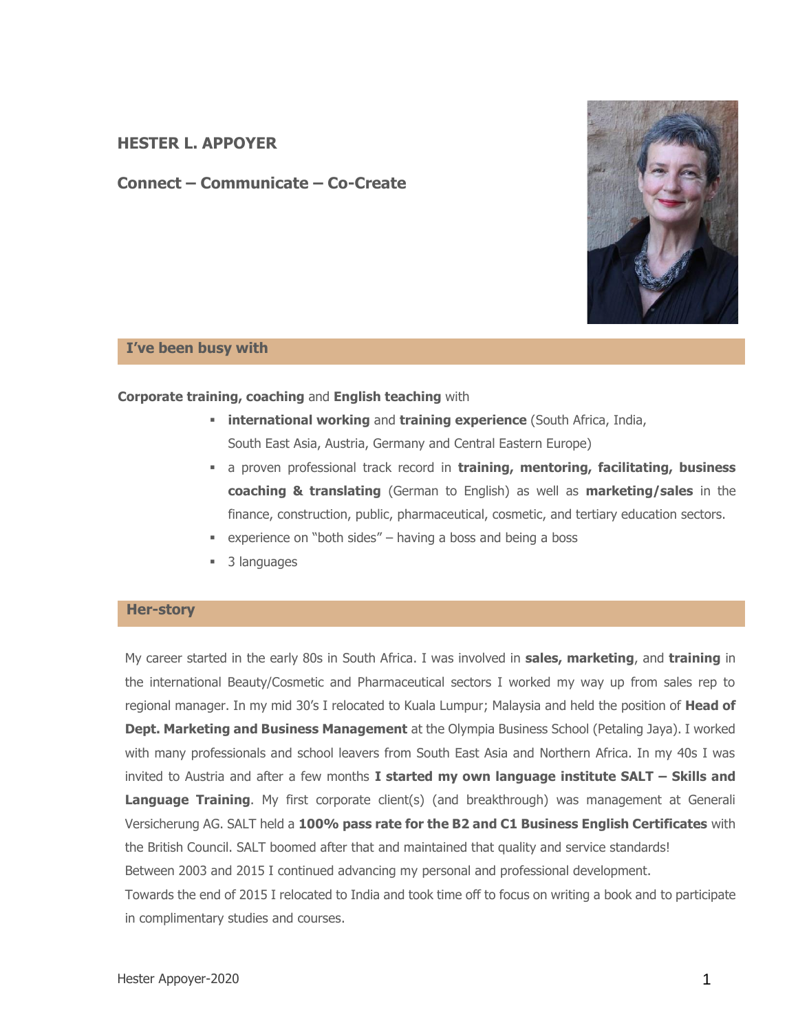# HESTER L. APPOYER

## Connect – Communicate – Co-Create

## I've been busy with

**Corporate training, coaching** and **English teaching** with

- **international working** and **training experience** (South Africa, India, South East Asia, Austria, Germany and Central Eastern Europe)
- a proven professional track record in **training, mentoring, facilitating, business coaching & translating** (German to English) as well as **marketing/sales** in the finance, construction, public, pharmaceutical, cosmetic, and tertiary education sectors.
- experience on "both sides" – having a boss and being a boss
- 3 languages

## Her-story

My career started in the early 80s in South Africa. I was involved in **sales, marketing**, and **training** in the international Beauty/Cosmetic and Pharmaceutical sectors I worked my way up from sales rep to regional manager. In my mid 30's I relocated to Kuala Lumpur; Malaysia and held the position of **Head of Dept. Marketing and Business Management** at the Olympia Business School (Petaling Jaya). I worked with many professionals and school leavers from South East Asia and Northern Africa. In my 40s I was invited to Austria and after a few months **I started my own language institute SALT – Skills and Language Training**. My first corporate client(s) (and breakthrough) was management at Generali Versicherung AG. SALT held a **100% pass rate for the B2 and C1 Business English Certificates** with the British Council. SALT boomed after that and maintained that quality and service standards!
Between 2003 and 2015 I continued advancing my personal and professional development.
Towards the end of 2015 I relocated to India and took time off to focus on writing a book and to participate in complimentary studies and courses.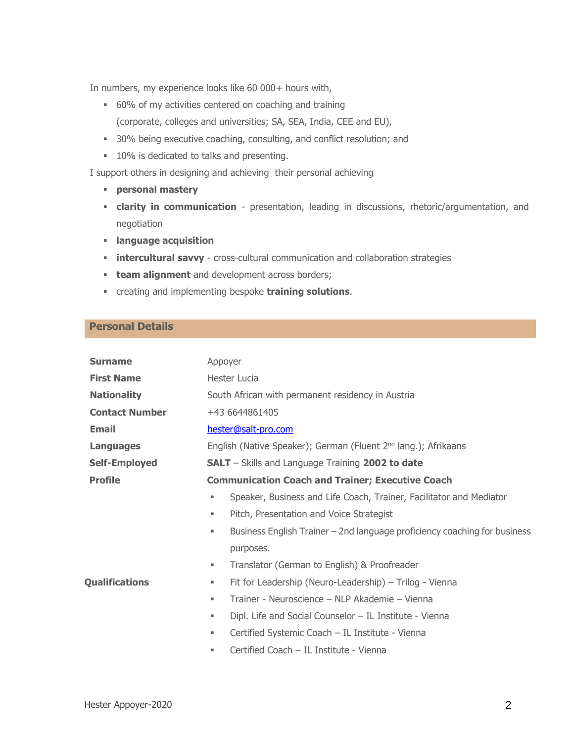In numbers, my experience looks like 60 000+ hours with,

- 60% of my activities centered on coaching and training (corporate, colleges and universities; SA, SEA, India, CEE and EU),
- 30% being executive coaching, consulting, and conflict resolution; and
- 10% is dedicated to talks and presenting.

I support others in designing and achieving their personal achieving

- **personal mastery**
- **clarity in communication** - presentation, leading in discussions, rhetoric/argumentation, and negotiation
- **language acquisition**
- **intercultural savvy** - cross-cultural communication and collaboration strategies
- **team alignment** and development across borders;
- creating and implementing bespoke **training solutions**.

## Personal Details

| | |
|---|---|
| **Surname** | Appoyer |
| **First Name** | Hester Lucia |
| **Nationality** | South African with permanent residency in Austria |
| **Contact Number** | +43 6644861405 |
| **Email** | hester@salt-pro.com |
| **Languages** | English (Native Speaker); German (Fluent 2nd lang.); Afrikaans |
| **Self-Employed** | **SALT** – Skills and Language Training **2002 to date** |
| **Profile** | **Communication Coach and Trainer; Executive Coach** |

**Profile**

- Speaker, Business and Life Coach, Trainer, Facilitator and Mediator
- Pitch, Presentation and Voice Strategist
- Business English Trainer – 2nd language proficiency coaching for business purposes.
- Translator (German to English) & Proofreader

**Qualifications**

- Fit for Leadership (Neuro-Leadership) – Trilog - Vienna
- Trainer - Neuroscience – NLP Akademie – Vienna
- Dipl. Life and Social Counselor – IL Institute - Vienna
- Certified Systemic Coach – IL Institute - Vienna
- Certified Coach – IL Institute - Vienna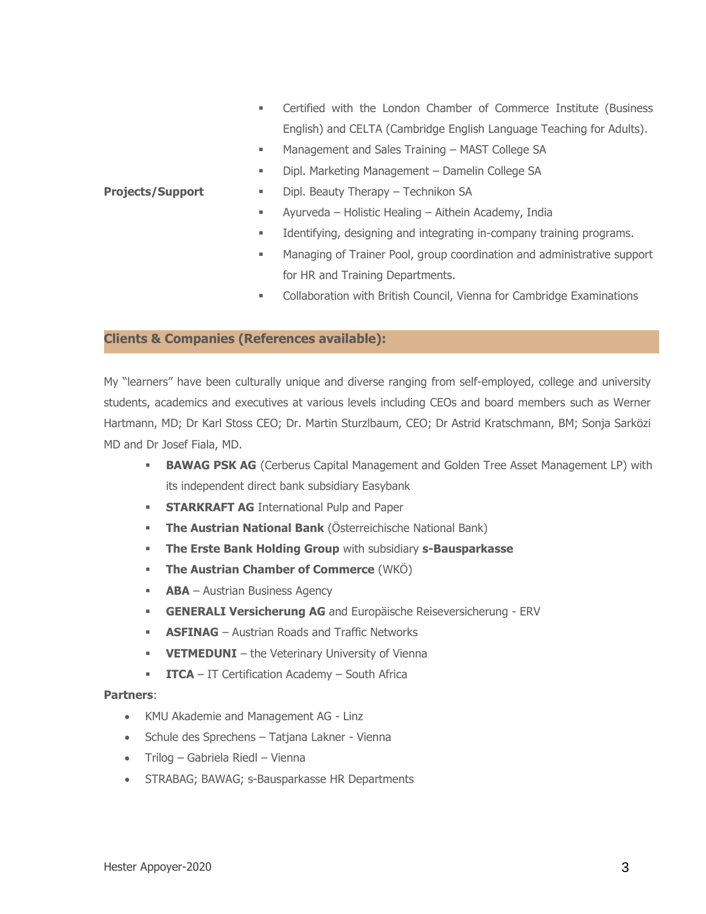- Certified with the London Chamber of Commerce Institute (Business English) and CELTA (Cambridge English Language Teaching for Adults).
- Management and Sales Training – MAST College SA
- Dipl. Marketing Management – Damelin College SA
- Dipl. Beauty Therapy – Technikon SA
- Ayurveda – Holistic Healing – Aithein Academy, India

**Projects/Support**

- Identifying, designing and integrating in-company training programs.
- Managing of Trainer Pool, group coordination and administrative support for HR and Training Departments.
- Collaboration with British Council, Vienna for Cambridge Examinations

## Clients & Companies (References available):

My "learners" have been culturally unique and diverse ranging from self-employed, college and university students, academics and executives at various levels including CEOs and board members such as Werner Hartmann, MD; Dr Karl Stoss CEO; Dr. Martin Sturzlbaum, CEO; Dr Astrid Kratschmann, BM; Sonja Sarközi MD and Dr Josef Fiala, MD.

- **BAWAG PSK AG** (Cerberus Capital Management and Golden Tree Asset Management LP) with its independent direct bank subsidiary Easybank
- **STARKRAFT AG** International Pulp and Paper
- **The Austrian National Bank** (Österreichische National Bank)
- **The Erste Bank Holding Group** with subsidiary **s-Bausparkasse**
- **The Austrian Chamber of Commerce** (WKÖ)
- **ABA** – Austrian Business Agency
- **GENERALI Versicherung AG** and Europäische Reiseversicherung - ERV
- **ASFINAG** – Austrian Roads and Traffic Networks
- **VETMEDUNI** – the Veterinary University of Vienna
- **ITCA** – IT Certification Academy – South Africa

**Partners**:

- KMU Akademie and Management AG - Linz
- Schule des Sprechens – Tatjana Lakner - Vienna
- Trilog – Gabriela Riedl – Vienna
- STRABAG; BAWAG; s-Bausparkasse HR Departments